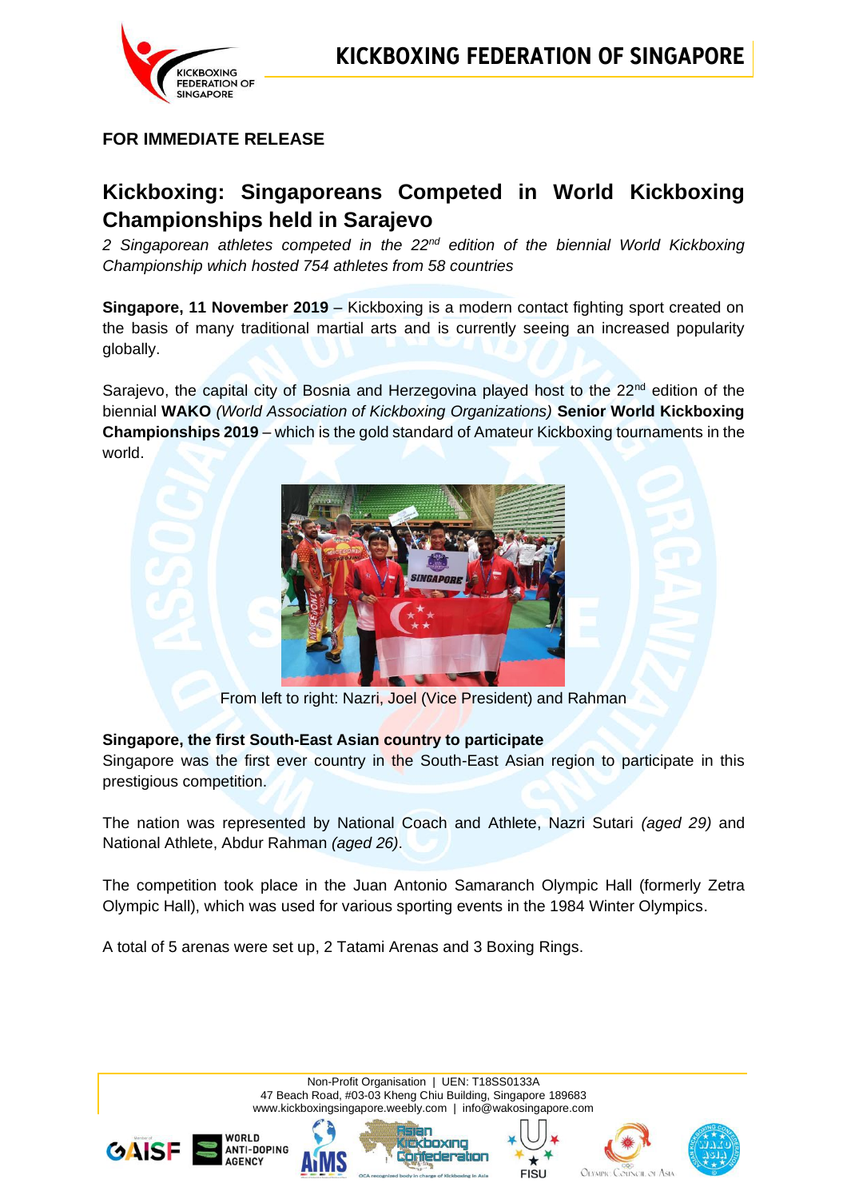**FOR IMMEDIATE RELEASE**

# Kickboxing: Singaporeans Competed in World Kickboxing Championships held in Sarajevo

*2 Singaporean athletes competed in the 22nd edition of the biennial World Kickboxing Championship which hosted 754 athletes from 58 countries*

**Singapore, 11 November 2019** – Kickboxing is a modern contact fighting sport created on the basis of many traditional martial arts and is currently seeing an increased popularity globally.

Sarajevo, the capital city of Bosnia and Herzegovina played host to the 22nd edition of the biennial **WAKO** *(World Association of Kickboxing Organizations)* **Senior World Kickboxing Championships 2019** – which is the gold standard of Amateur Kickboxing tournaments in the world.

From left to right: Nazri, Joel (Vice President) and Rahman

**Singapore, the first South-East Asian country to participate**

Singapore was the first ever country in the South-East Asian region to participate in this prestigious competition.

The nation was represented by National Coach and Athlete, Nazri Sutari *(aged 29)* and National Athlete, Abdur Rahman *(aged 26)*.

The competition took place in the Juan Antonio Samaranch Olympic Hall (formerly Zetra Olympic Hall), which was used for various sporting events in the 1984 Winter Olympics.

A total of 5 arenas were set up, 2 Tatami Arenas and 3 Boxing Rings.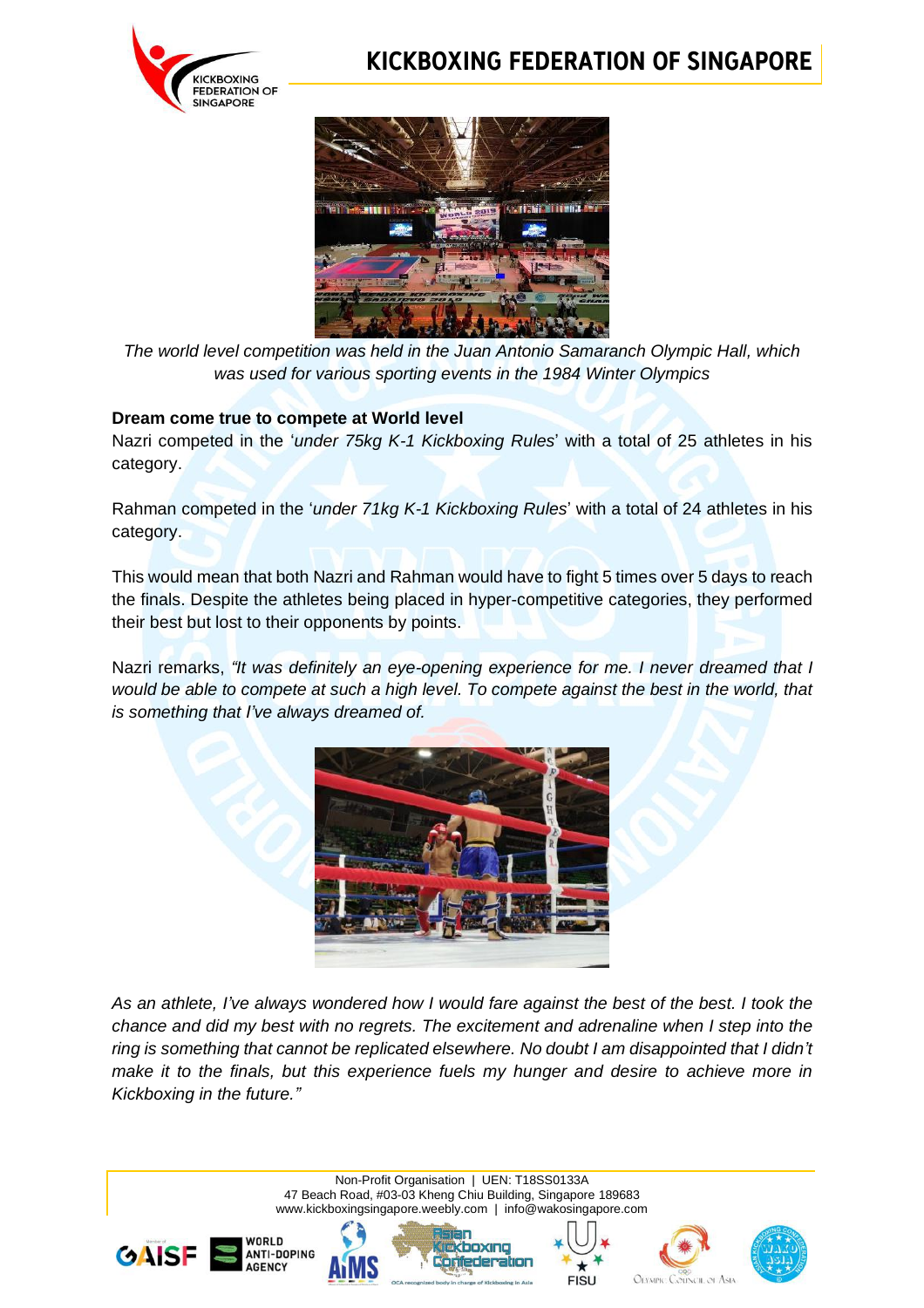*The world level competition was held in the Juan Antonio Samaranch Olympic Hall, which was used for various sporting events in the 1984 Winter Olympics*

**Dream come true to compete at World level**

Nazri competed in the '*under 75kg K-1 Kickboxing Rules*' with a total of 25 athletes in his category.

Rahman competed in the '*under 71kg K-1 Kickboxing Rules*' with a total of 24 athletes in his category.

This would mean that both Nazri and Rahman would have to fight 5 times over 5 days to reach the finals. Despite the athletes being placed in hyper-competitive categories, they performed their best but lost to their opponents by points.

Nazri remarks, *"It was definitely an eye-opening experience for me. I never dreamed that I would be able to compete at such a high level. To compete against the best in the world, that is something that I've always dreamed of.*

*As an athlete, I've always wondered how I would fare against the best of the best. I took the chance and did my best with no regrets. The excitement and adrenaline when I step into the ring is something that cannot be replicated elsewhere. No doubt I am disappointed that I didn't make it to the finals, but this experience fuels my hunger and desire to achieve more in Kickboxing in the future."*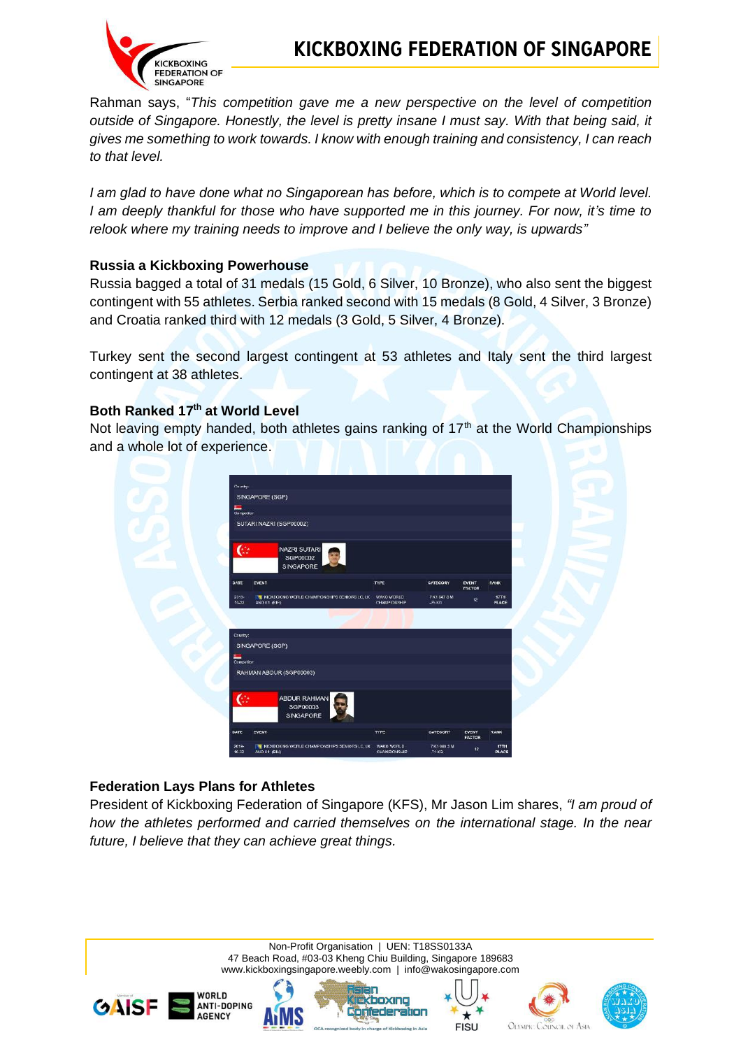Rahman says, "*This competition gave me a new perspective on the level of competition outside of Singapore. Honestly, the level is pretty insane I must say. With that being said, it gives me something to work towards. I know with enough training and consistency, I can reach to that level.*

*I am glad to have done what no Singaporean has before, which is to compete at World level. I am deeply thankful for those who have supported me in this journey. For now, it's time to relook where my training needs to improve and I believe the only way, is upwards*"

### Russia a Kickboxing Powerhouse

Russia bagged a total of 31 medals (15 Gold, 6 Silver, 10 Bronze), who also sent the biggest contingent with 55 athletes. Serbia ranked second with 15 medals (8 Gold, 4 Silver, 3 Bronze) and Croatia ranked third with 12 medals (3 Gold, 5 Silver, 4 Bronze).

Turkey sent the second largest contingent at 53 athletes and Italy sent the third largest contingent at 38 athletes.

### Both Ranked 17th at World Level

Not leaving empty handed, both athletes gains ranking of 17th at the World Championships and a whole lot of experience.

Country: SINGAPORE (SGP)

Competitor: SUTARI NAZRI (SGP00002)

NAZRI SUTARI
SGP00002
SINGAPORE

| DATE | EVENT | TYPE | CATEGORY | EVENT FACTOR | RANK |
|---|---|---|---|---|---|
| 2019-10-22 | KICKBOXING WORLD CHAMPIONSHIPS SENIORS LC, LK AND K1 (BIH) | WAKO WORLD CHAMPIONSHIP | K1 LAT S M -75 KG | 12 | 17TH PLACE |

Country: SINGAPORE (SGP)

Competitor: RAHMAN ABDUR (SGP00003)

ABDUR RAHMAN
SGP00003
SINGAPORE

| DATE | EVENT | TYPE | CATEGORY | EVENT FACTOR | RANK |
|---|---|---|---|---|---|
| 2019-10-22 | KICKBOXING WORLD CHAMPIONSHIPS SENIORS LC, LK AND K1 (BIH) | WAKO WORLD CHAMPIONSHIP | K1 S M -71 KG | 12 | 17TH PLACE |

### Federation Lays Plans for Athletes

President of Kickboxing Federation of Singapore (KFS), Mr Jason Lim shares, *"I am proud of how the athletes performed and carried themselves on the international stage. In the near future, I believe that they can achieve great things.*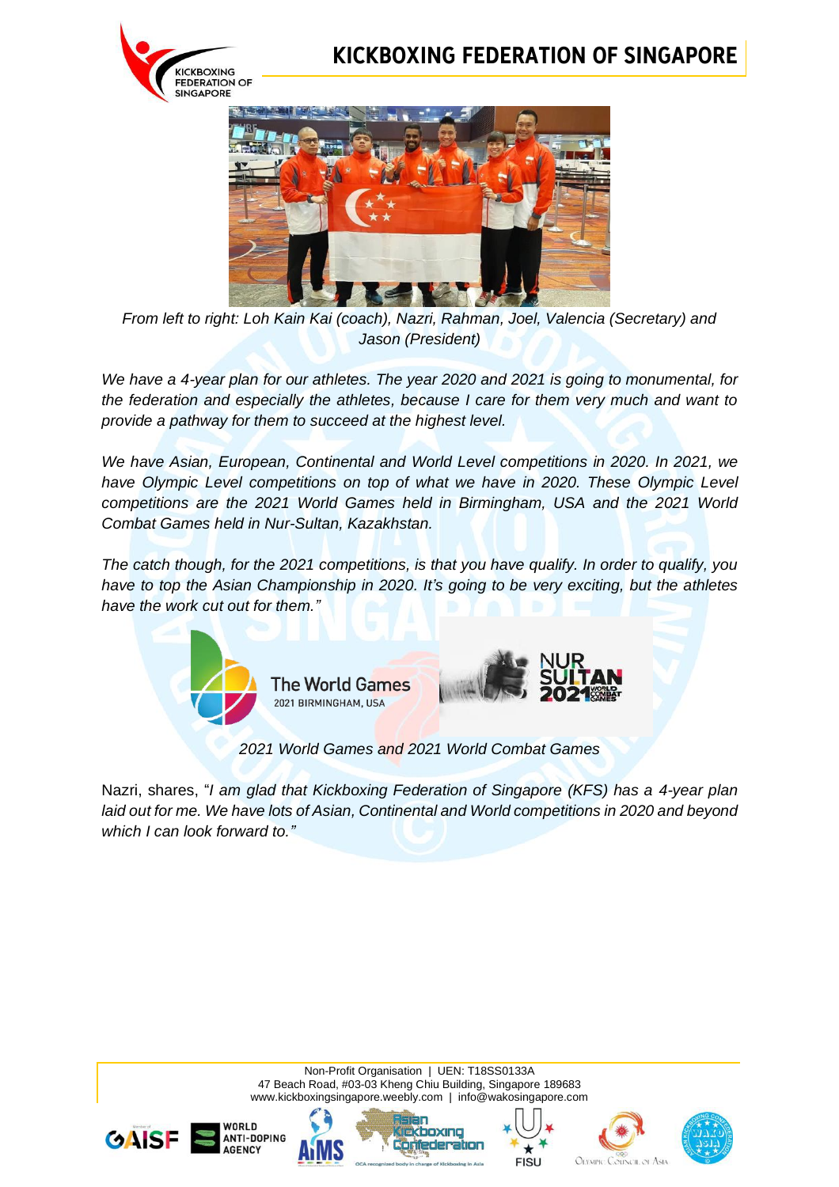*From left to right: Loh Kain Kai (coach), Nazri, Rahman, Joel, Valencia (Secretary) and Jason (President)*

*We have a 4-year plan for our athletes. The year 2020 and 2021 is going to monumental, for the federation and especially the athletes, because I care for them very much and want to provide a pathway for them to succeed at the highest level.*

*We have Asian, European, Continental and World Level competitions in 2020. In 2021, we have Olympic Level competitions on top of what we have in 2020. These Olympic Level competitions are the 2021 World Games held in Birmingham, USA and the 2021 World Combat Games held in Nur-Sultan, Kazakhstan.*

*The catch though, for the 2021 competitions, is that you have qualify. In order to qualify, you have to top the Asian Championship in 2020. It's going to be very exciting, but the athletes have the work cut out for them."*

*2021 World Games and 2021 World Combat Games*

Nazri, shares, "*I am glad that Kickboxing Federation of Singapore (KFS) has a 4-year plan laid out for me. We have lots of Asian, Continental and World competitions in 2020 and beyond which I can look forward to."*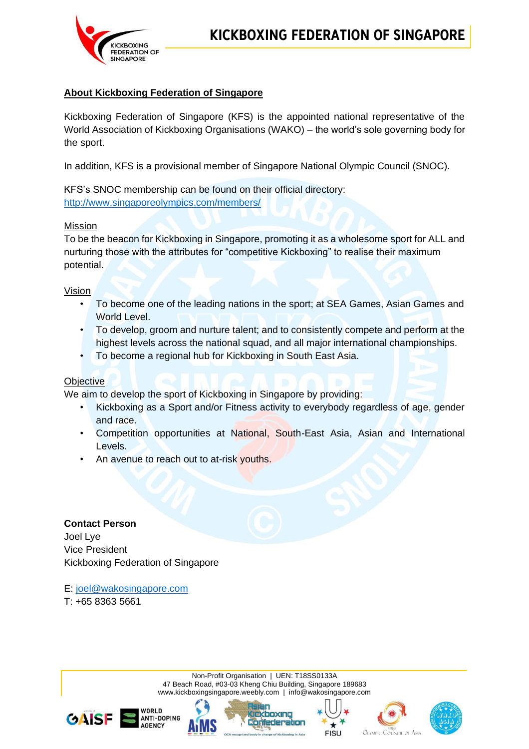## About Kickboxing Federation of Singapore

Kickboxing Federation of Singapore (KFS) is the appointed national representative of the World Association of Kickboxing Organisations (WAKO) – the world's sole governing body for the sport.

In addition, KFS is a provisional member of Singapore National Olympic Council (SNOC).

KFS's SNOC membership can be found on their official directory:
http://www.singaporeolympics.com/members/

### Mission

To be the beacon for Kickboxing in Singapore, promoting it as a wholesome sport for ALL and nurturing those with the attributes for "competitive Kickboxing" to realise their maximum potential.

### Vision

- To become one of the leading nations in the sport; at SEA Games, Asian Games and World Level.
- To develop, groom and nurture talent; and to consistently compete and perform at the highest levels across the national squad, and all major international championships.
- To become a regional hub for Kickboxing in South East Asia.

### Objective

We aim to develop the sport of Kickboxing in Singapore by providing:

- Kickboxing as a Sport and/or Fitness activity to everybody regardless of age, gender and race.
- Competition opportunities at National, South-East Asia, Asian and International Levels.
- An avenue to reach out to at-risk youths.

**Contact Person**
Joel Lye
Vice President
Kickboxing Federation of Singapore

E: joel@wakosingapore.com
T: +65 8363 5661

Non-Profit Organisation | UEN: T18SS0133A
47 Beach Road, #03-03 Kheng Chiu Building, Singapore 189683
www.kickboxingsingapore.weebly.com | info@wakosingapore.com